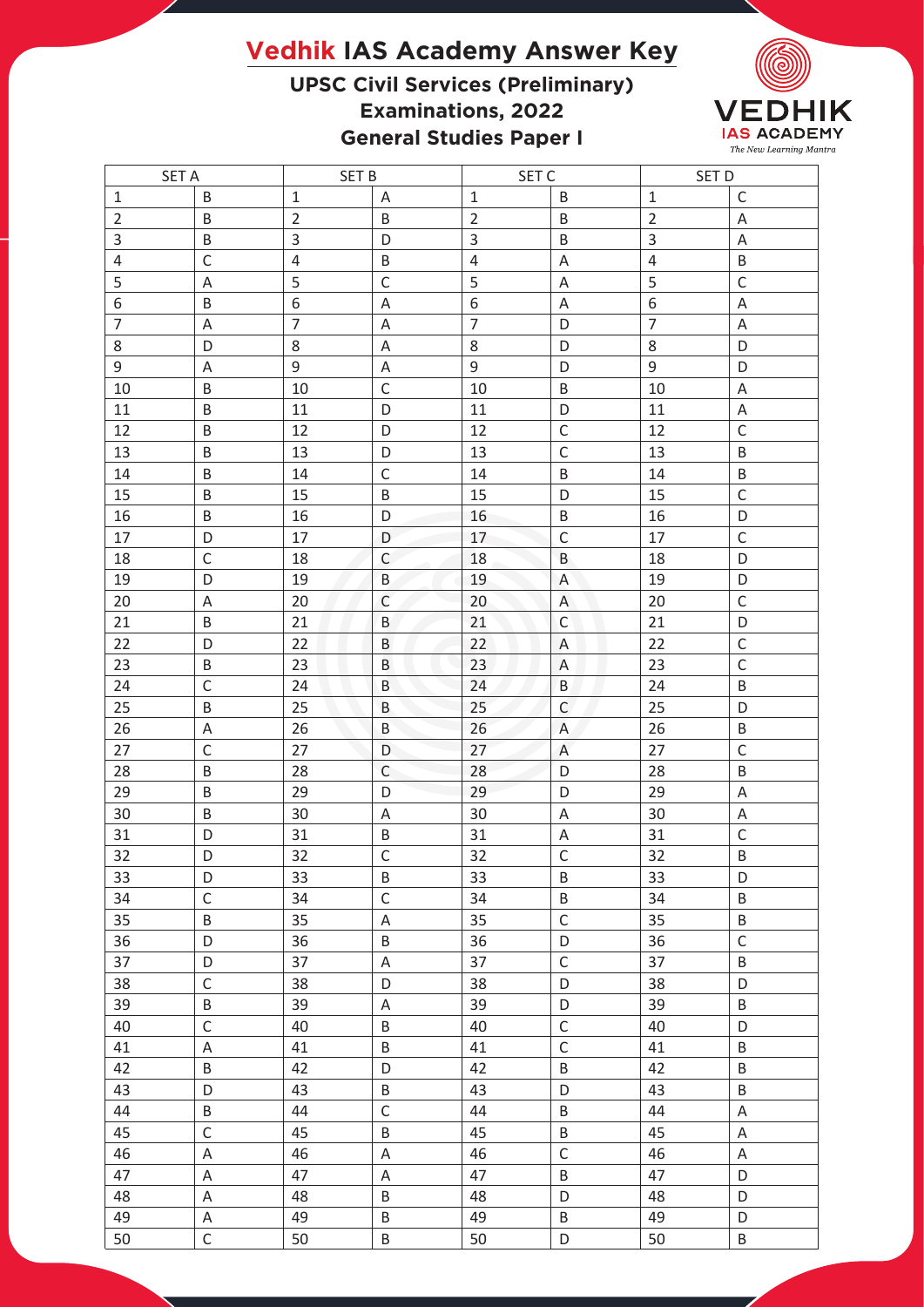# Vedhik IAS Academy Answer Key

## UPSC Civil Services (Preliminary) Examinations, 2022

## General Studies Paper I

VEDHIK IAS ACADEMY
*The New Learning Mantra*

| SET A | | SET B | | SET C | | SET D | |
|---|---|---|---|---|---|---|---|
| 1 | B | 1 | A | 1 | B | 1 | C |
| 2 | B | 2 | B | 2 | B | 2 | A |
| 3 | B | 3 | D | 3 | B | 3 | A |
| 4 | C | 4 | B | 4 | A | 4 | B |
| 5 | A | 5 | C | 5 | A | 5 | C |
| 6 | B | 6 | A | 6 | A | 6 | A |
| 7 | A | 7 | A | 7 | D | 7 | A |
| 8 | D | 8 | A | 8 | D | 8 | D |
| 9 | A | 9 | A | 9 | D | 9 | D |
| 10 | B | 10 | C | 10 | B | 10 | A |
| 11 | B | 11 | D | 11 | D | 11 | A |
| 12 | B | 12 | D | 12 | C | 12 | C |
| 13 | B | 13 | D | 13 | C | 13 | B |
| 14 | B | 14 | C | 14 | B | 14 | B |
| 15 | B | 15 | B | 15 | D | 15 | C |
| 16 | B | 16 | D | 16 | B | 16 | D |
| 17 | D | 17 | D | 17 | C | 17 | C |
| 18 | C | 18 | C | 18 | B | 18 | D |
| 19 | D | 19 | B | 19 | A | 19 | D |
| 20 | A | 20 | C | 20 | A | 20 | C |
| 21 | B | 21 | B | 21 | C | 21 | D |
| 22 | D | 22 | B | 22 | A | 22 | C |
| 23 | B | 23 | B | 23 | A | 23 | C |
| 24 | C | 24 | B | 24 | B | 24 | B |
| 25 | B | 25 | B | 25 | C | 25 | D |
| 26 | A | 26 | B | 26 | A | 26 | B |
| 27 | C | 27 | D | 27 | A | 27 | C |
| 28 | B | 28 | C | 28 | D | 28 | B |
| 29 | B | 29 | D | 29 | D | 29 | A |
| 30 | B | 30 | A | 30 | A | 30 | A |
| 31 | D | 31 | B | 31 | A | 31 | C |
| 32 | D | 32 | C | 32 | C | 32 | B |
| 33 | D | 33 | B | 33 | B | 33 | D |
| 34 | C | 34 | C | 34 | B | 34 | B |
| 35 | B | 35 | A | 35 | C | 35 | B |
| 36 | D | 36 | B | 36 | D | 36 | C |
| 37 | D | 37 | A | 37 | C | 37 | B |
| 38 | C | 38 | D | 38 | D | 38 | D |
| 39 | B | 39 | A | 39 | D | 39 | B |
| 40 | C | 40 | B | 40 | C | 40 | D |
| 41 | A | 41 | B | 41 | C | 41 | B |
| 42 | B | 42 | D | 42 | B | 42 | B |
| 43 | D | 43 | B | 43 | D | 43 | B |
| 44 | B | 44 | C | 44 | B | 44 | A |
| 45 | C | 45 | B | 45 | B | 45 | A |
| 46 | A | 46 | A | 46 | C | 46 | A |
| 47 | A | 47 | A | 47 | B | 47 | D |
| 48 | A | 48 | B | 48 | D | 48 | D |
| 49 | A | 49 | B | 49 | B | 49 | D |
| 50 | C | 50 | B | 50 | D | 50 | B |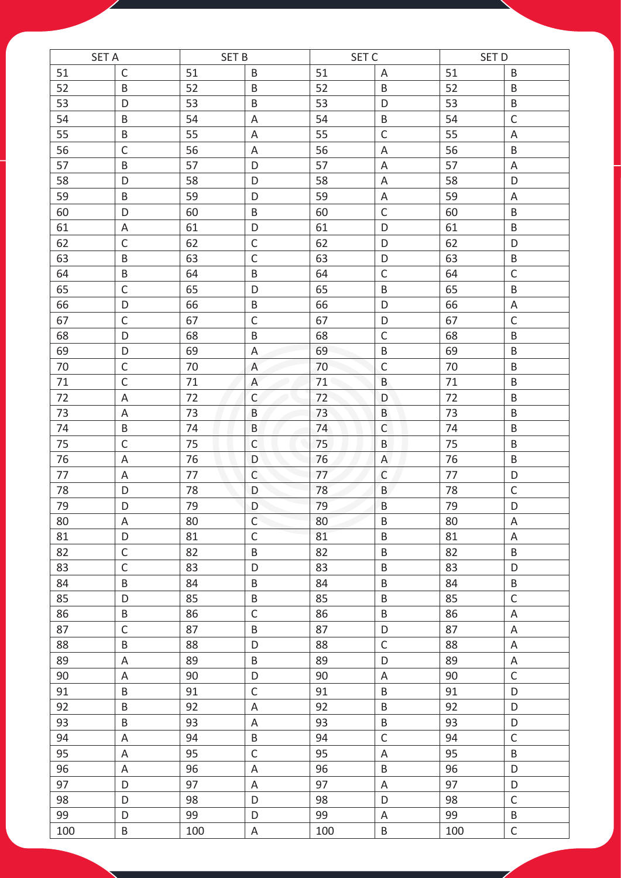| SET A | | SET B | | SET C | | SET D | |
|---|---|---|---|---|---|---|---|
| 51 | C | 51 | B | 51 | A | 51 | B |
| 52 | B | 52 | B | 52 | B | 52 | B |
| 53 | D | 53 | B | 53 | D | 53 | B |
| 54 | B | 54 | A | 54 | B | 54 | C |
| 55 | B | 55 | A | 55 | C | 55 | A |
| 56 | C | 56 | A | 56 | A | 56 | B |
| 57 | B | 57 | D | 57 | A | 57 | A |
| 58 | D | 58 | D | 58 | A | 58 | D |
| 59 | B | 59 | D | 59 | A | 59 | A |
| 60 | D | 60 | B | 60 | C | 60 | B |
| 61 | A | 61 | D | 61 | D | 61 | B |
| 62 | C | 62 | C | 62 | D | 62 | D |
| 63 | B | 63 | C | 63 | D | 63 | B |
| 64 | B | 64 | B | 64 | C | 64 | C |
| 65 | C | 65 | D | 65 | B | 65 | B |
| 66 | D | 66 | B | 66 | D | 66 | A |
| 67 | C | 67 | C | 67 | D | 67 | C |
| 68 | D | 68 | B | 68 | C | 68 | B |
| 69 | D | 69 | A | 69 | B | 69 | B |
| 70 | C | 70 | A | 70 | C | 70 | B |
| 71 | C | 71 | A | 71 | B | 71 | B |
| 72 | A | 72 | C | 72 | D | 72 | B |
| 73 | A | 73 | B | 73 | B | 73 | B |
| 74 | B | 74 | B | 74 | C | 74 | B |
| 75 | C | 75 | C | 75 | B | 75 | B |
| 76 | A | 76 | D | 76 | A | 76 | B |
| 77 | A | 77 | C | 77 | C | 77 | D |
| 78 | D | 78 | D | 78 | B | 78 | C |
| 79 | D | 79 | D | 79 | B | 79 | D |
| 80 | A | 80 | C | 80 | B | 80 | A |
| 81 | D | 81 | C | 81 | B | 81 | A |
| 82 | C | 82 | B | 82 | B | 82 | B |
| 83 | C | 83 | D | 83 | B | 83 | D |
| 84 | B | 84 | B | 84 | B | 84 | B |
| 85 | D | 85 | B | 85 | B | 85 | C |
| 86 | B | 86 | C | 86 | B | 86 | A |
| 87 | C | 87 | B | 87 | D | 87 | A |
| 88 | B | 88 | D | 88 | C | 88 | A |
| 89 | A | 89 | B | 89 | D | 89 | A |
| 90 | A | 90 | D | 90 | A | 90 | C |
| 91 | B | 91 | C | 91 | B | 91 | D |
| 92 | B | 92 | A | 92 | B | 92 | D |
| 93 | B | 93 | A | 93 | B | 93 | D |
| 94 | A | 94 | B | 94 | C | 94 | C |
| 95 | A | 95 | C | 95 | A | 95 | B |
| 96 | A | 96 | A | 96 | B | 96 | D |
| 97 | D | 97 | A | 97 | A | 97 | D |
| 98 | D | 98 | D | 98 | D | 98 | C |
| 99 | D | 99 | D | 99 | A | 99 | B |
| 100 | B | 100 | A | 100 | B | 100 | C |